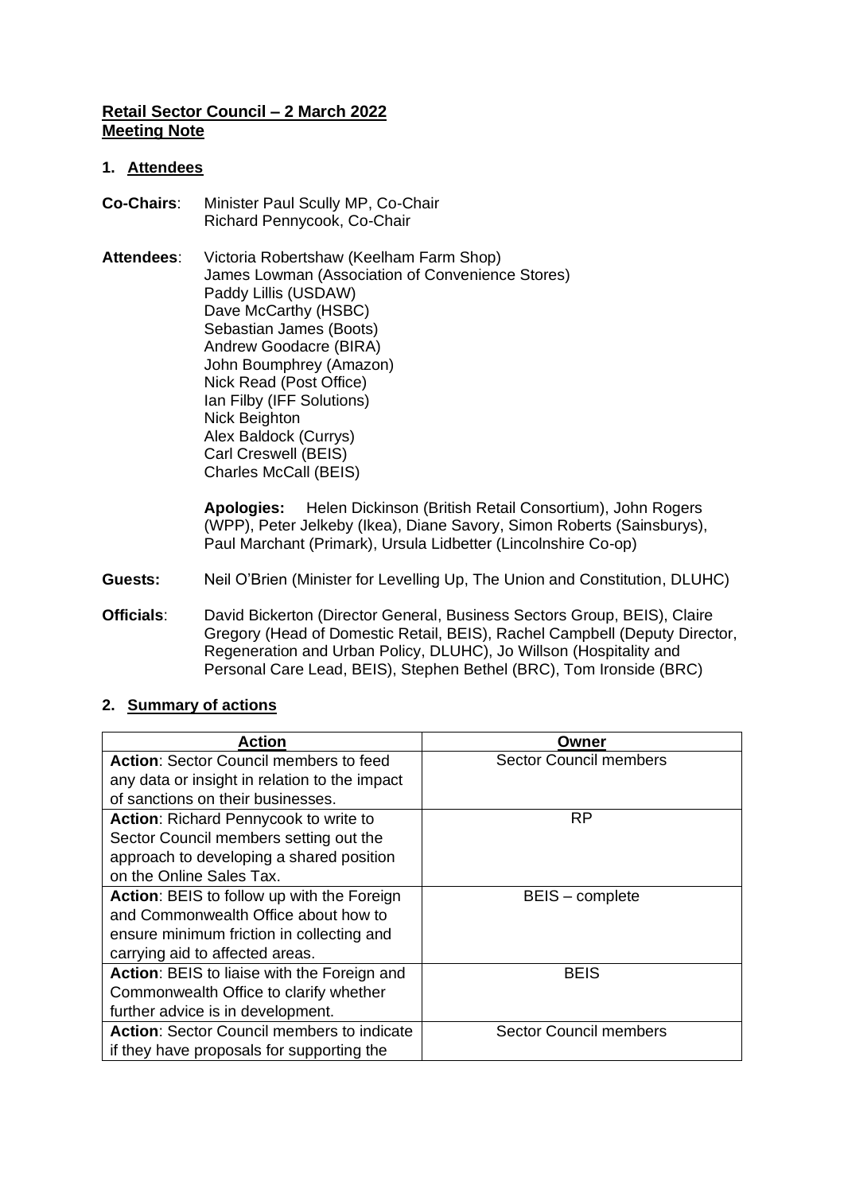**Retail Sector Council – 2 March 2022**
**Meeting Note**

## 1. Attendees

**Co-Chairs**: Minister Paul Scully MP, Co-Chair
Richard Pennycook, Co-Chair

**Attendees**: Victoria Robertshaw (Keelham Farm Shop)
James Lowman (Association of Convenience Stores)
Paddy Lillis (USDAW)
Dave McCarthy (HSBC)
Sebastian James (Boots)
Andrew Goodacre (BIRA)
John Boumphrey (Amazon)
Nick Read (Post Office)
Ian Filby (IFF Solutions)
Nick Beighton
Alex Baldock (Currys)
Carl Creswell (BEIS)
Charles McCall (BEIS)

**Apologies:** Helen Dickinson (British Retail Consortium), John Rogers (WPP), Peter Jelkeby (Ikea), Diane Savory, Simon Roberts (Sainsburys), Paul Marchant (Primark), Ursula Lidbetter (Lincolnshire Co-op)

**Guests:** Neil O'Brien (Minister for Levelling Up, The Union and Constitution, DLUHC)

**Officials**: David Bickerton (Director General, Business Sectors Group, BEIS), Claire Gregory (Head of Domestic Retail, BEIS), Rachel Campbell (Deputy Director, Regeneration and Urban Policy, DLUHC), Jo Willson (Hospitality and Personal Care Lead, BEIS), Stephen Bethel (BRC), Tom Ironside (BRC)

## 2. Summary of actions

| Action | Owner |
|---|---|
| **Action**: Sector Council members to feed any data or insight in relation to the impact of sanctions on their businesses. | Sector Council members |
| **Action**: Richard Pennycook to write to Sector Council members setting out the approach to developing a shared position on the Online Sales Tax. | RP |
| **Action**: BEIS to follow up with the Foreign and Commonwealth Office about how to ensure minimum friction in collecting and carrying aid to affected areas. | BEIS – complete |
| **Action**: BEIS to liaise with the Foreign and Commonwealth Office to clarify whether further advice is in development. | BEIS |
| **Action**: Sector Council members to indicate if they have proposals for supporting the | Sector Council members |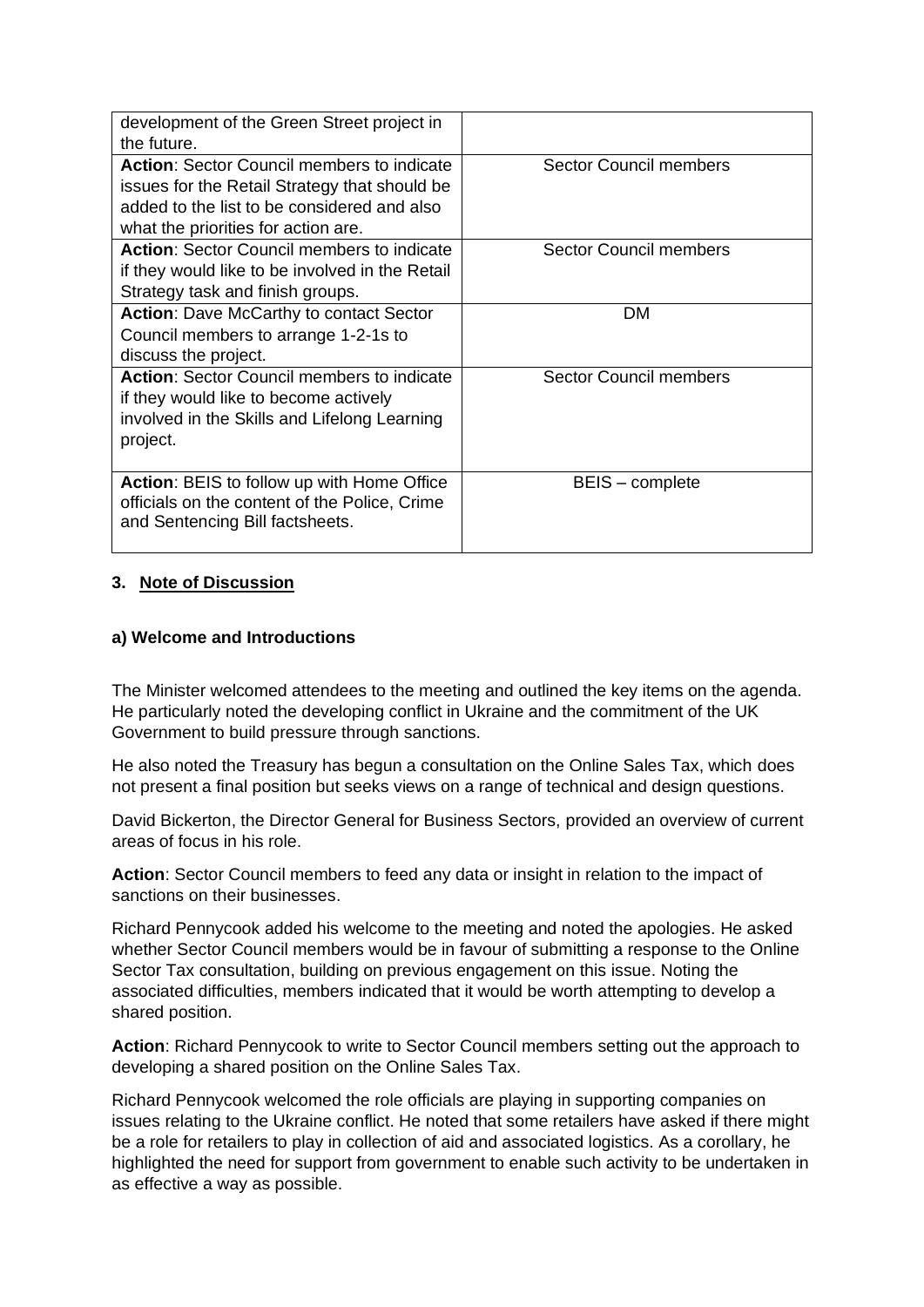| | |
|---|---|
| development of the Green Street project in the future. | |
| **Action**: Sector Council members to indicate issues for the Retail Strategy that should be added to the list to be considered and also what the priorities for action are. | Sector Council members |
| **Action**: Sector Council members to indicate if they would like to be involved in the Retail Strategy task and finish groups. | Sector Council members |
| **Action**: Dave McCarthy to contact Sector Council members to arrange 1-2-1s to discuss the project. | DM |
| **Action**: Sector Council members to indicate if they would like to become actively involved in the Skills and Lifelong Learning project. | Sector Council members |
| **Action**: BEIS to follow up with Home Office officials on the content of the Police, Crime and Sentencing Bill factsheets. | BEIS – complete |

## 3. Note of Discussion

### a) Welcome and Introductions

The Minister welcomed attendees to the meeting and outlined the key items on the agenda. He particularly noted the developing conflict in Ukraine and the commitment of the UK Government to build pressure through sanctions.

He also noted the Treasury has begun a consultation on the Online Sales Tax, which does not present a final position but seeks views on a range of technical and design questions.

David Bickerton, the Director General for Business Sectors, provided an overview of current areas of focus in his role.

**Action**: Sector Council members to feed any data or insight in relation to the impact of sanctions on their businesses.

Richard Pennycook added his welcome to the meeting and noted the apologies. He asked whether Sector Council members would be in favour of submitting a response to the Online Sector Tax consultation, building on previous engagement on this issue. Noting the associated difficulties, members indicated that it would be worth attempting to develop a shared position.

**Action**: Richard Pennycook to write to Sector Council members setting out the approach to developing a shared position on the Online Sales Tax.

Richard Pennycook welcomed the role officials are playing in supporting companies on issues relating to the Ukraine conflict. He noted that some retailers have asked if there might be a role for retailers to play in collection of aid and associated logistics. As a corollary, he highlighted the need for support from government to enable such activity to be undertaken in as effective a way as possible.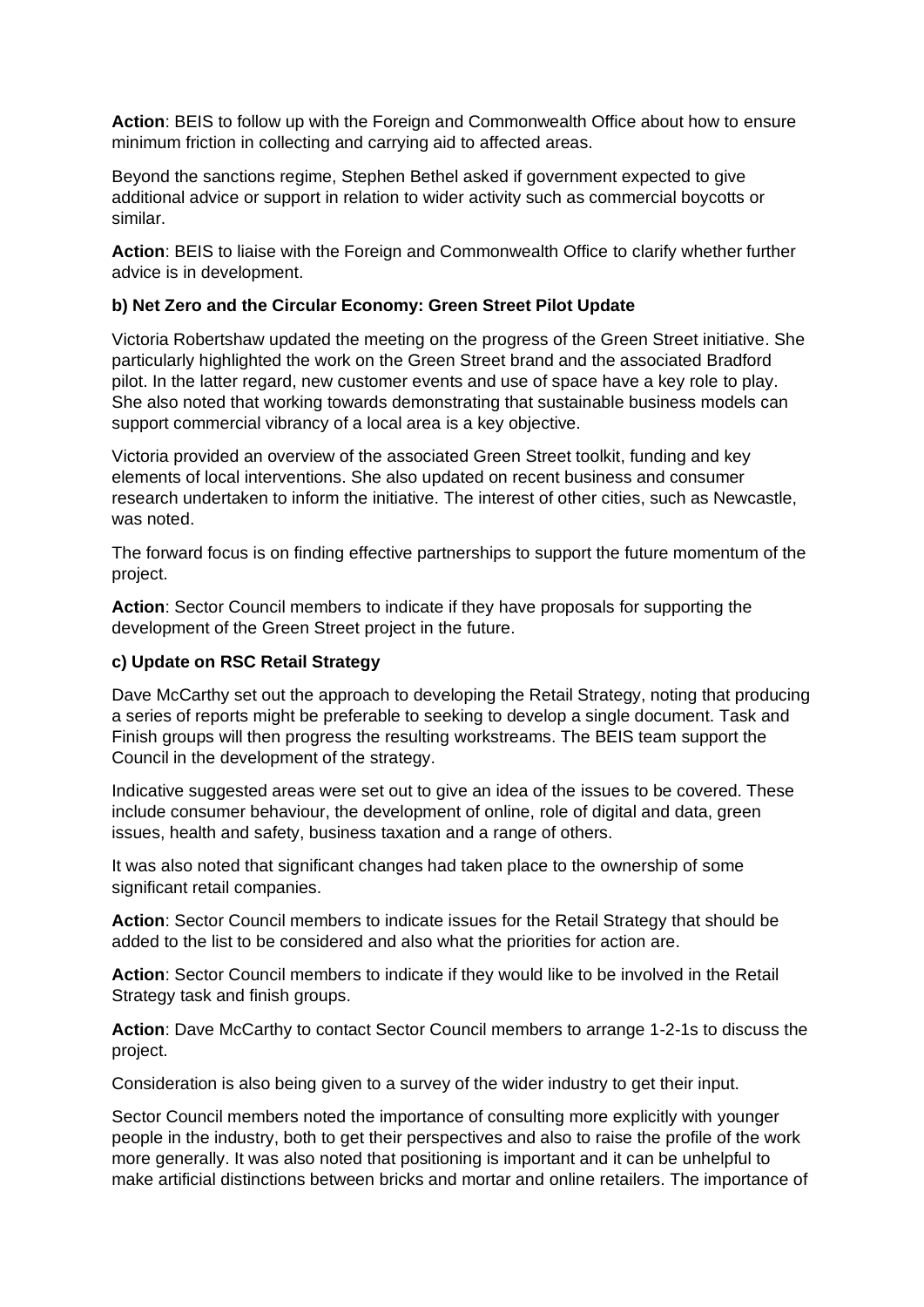**Action**: BEIS to follow up with the Foreign and Commonwealth Office about how to ensure minimum friction in collecting and carrying aid to affected areas.

Beyond the sanctions regime, Stephen Bethel asked if government expected to give additional advice or support in relation to wider activity such as commercial boycotts or similar.

**Action**: BEIS to liaise with the Foreign and Commonwealth Office to clarify whether further advice is in development.

### b) Net Zero and the Circular Economy: Green Street Pilot Update

Victoria Robertshaw updated the meeting on the progress of the Green Street initiative. She particularly highlighted the work on the Green Street brand and the associated Bradford pilot. In the latter regard, new customer events and use of space have a key role to play. She also noted that working towards demonstrating that sustainable business models can support commercial vibrancy of a local area is a key objective.

Victoria provided an overview of the associated Green Street toolkit, funding and key elements of local interventions. She also updated on recent business and consumer research undertaken to inform the initiative. The interest of other cities, such as Newcastle, was noted.

The forward focus is on finding effective partnerships to support the future momentum of the project.

**Action**: Sector Council members to indicate if they have proposals for supporting the development of the Green Street project in the future.

### c) Update on RSC Retail Strategy

Dave McCarthy set out the approach to developing the Retail Strategy, noting that producing a series of reports might be preferable to seeking to develop a single document. Task and Finish groups will then progress the resulting workstreams. The BEIS team support the Council in the development of the strategy.

Indicative suggested areas were set out to give an idea of the issues to be covered. These include consumer behaviour, the development of online, role of digital and data, green issues, health and safety, business taxation and a range of others.

It was also noted that significant changes had taken place to the ownership of some significant retail companies.

**Action**: Sector Council members to indicate issues for the Retail Strategy that should be added to the list to be considered and also what the priorities for action are.

**Action**: Sector Council members to indicate if they would like to be involved in the Retail Strategy task and finish groups.

**Action**: Dave McCarthy to contact Sector Council members to arrange 1-2-1s to discuss the project.

Consideration is also being given to a survey of the wider industry to get their input.

Sector Council members noted the importance of consulting more explicitly with younger people in the industry, both to get their perspectives and also to raise the profile of the work more generally. It was also noted that positioning is important and it can be unhelpful to make artificial distinctions between bricks and mortar and online retailers. The importance of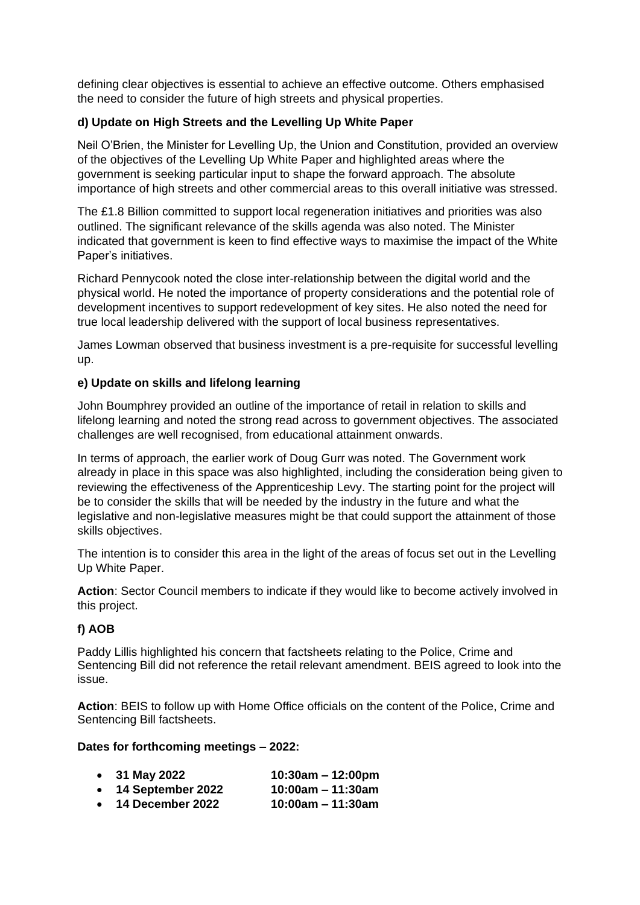defining clear objectives is essential to achieve an effective outcome. Others emphasised the need to consider the future of high streets and physical properties.

### d) Update on High Streets and the Levelling Up White Paper

Neil O'Brien, the Minister for Levelling Up, the Union and Constitution, provided an overview of the objectives of the Levelling Up White Paper and highlighted areas where the government is seeking particular input to shape the forward approach. The absolute importance of high streets and other commercial areas to this overall initiative was stressed.

The £1.8 Billion committed to support local regeneration initiatives and priorities was also outlined. The significant relevance of the skills agenda was also noted. The Minister indicated that government is keen to find effective ways to maximise the impact of the White Paper's initiatives.

Richard Pennycook noted the close inter-relationship between the digital world and the physical world. He noted the importance of property considerations and the potential role of development incentives to support redevelopment of key sites. He also noted the need for true local leadership delivered with the support of local business representatives.

James Lowman observed that business investment is a pre-requisite for successful levelling up.

### e) Update on skills and lifelong learning

John Boumphrey provided an outline of the importance of retail in relation to skills and lifelong learning and noted the strong read across to government objectives. The associated challenges are well recognised, from educational attainment onwards.

In terms of approach, the earlier work of Doug Gurr was noted. The Government work already in place in this space was also highlighted, including the consideration being given to reviewing the effectiveness of the Apprenticeship Levy. The starting point for the project will be to consider the skills that will be needed by the industry in the future and what the legislative and non-legislative measures might be that could support the attainment of those skills objectives.

The intention is to consider this area in the light of the areas of focus set out in the Levelling Up White Paper.

**Action**: Sector Council members to indicate if they would like to become actively involved in this project.

### f) AOB

Paddy Lillis highlighted his concern that factsheets relating to the Police, Crime and Sentencing Bill did not reference the retail relevant amendment. BEIS agreed to look into the issue.

**Action**: BEIS to follow up with Home Office officials on the content of the Police, Crime and Sentencing Bill factsheets.

**Dates for forthcoming meetings – 2022:**

- **31 May 2022** **10:30am – 12:00pm**
- **14 September 2022** **10:00am – 11:30am**
- **14 December 2022** **10:00am – 11:30am**